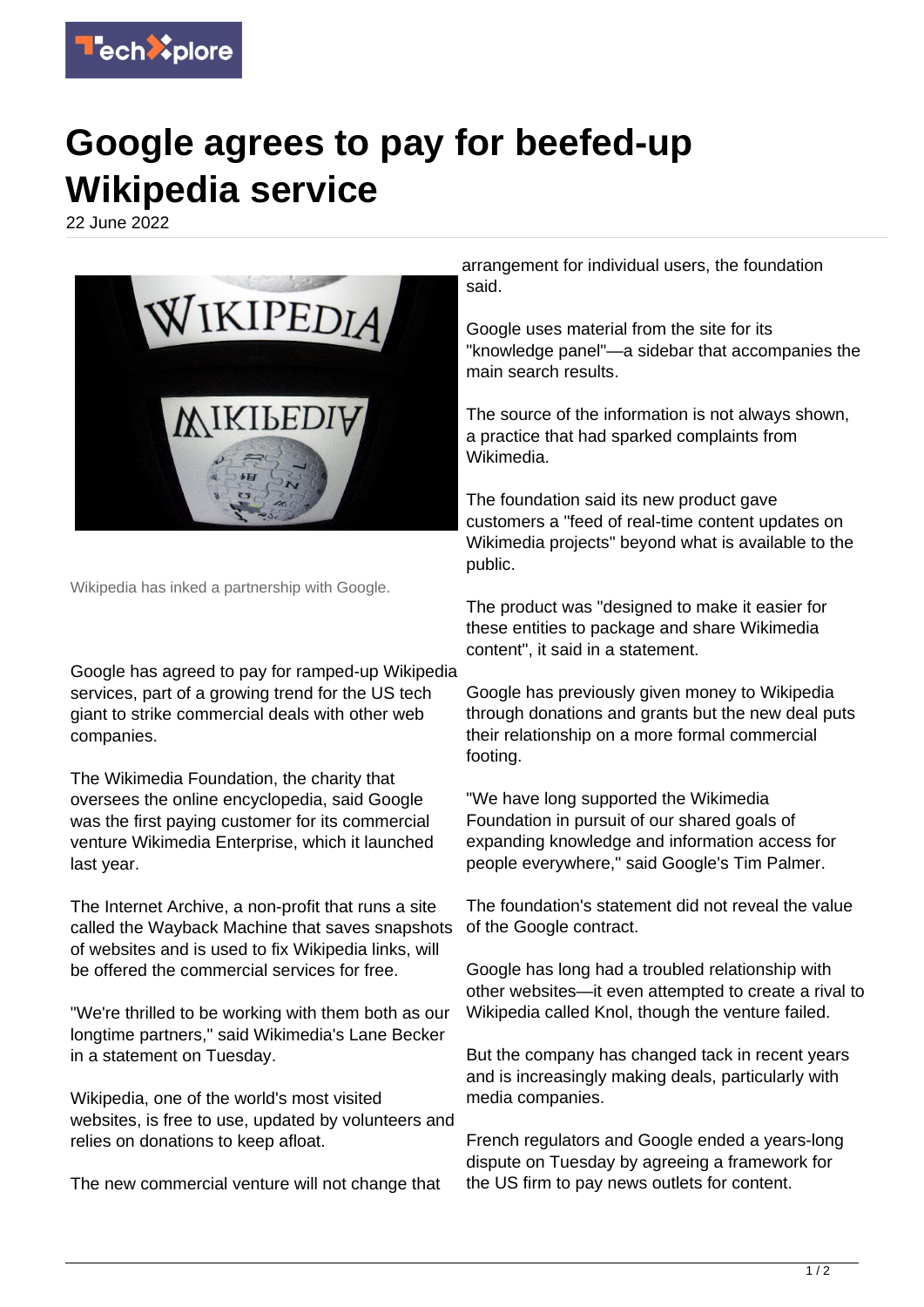# Google agrees to pay for beefed-up Wikipedia service

22 June 2022

Wikipedia has inked a partnership with Google.

Google has agreed to pay for ramped-up Wikipedia services, part of a growing trend for the US tech giant to strike commercial deals with other web companies.

The Wikimedia Foundation, the charity that oversees the online encyclopedia, said Google was the first paying customer for its commercial venture Wikimedia Enterprise, which it launched last year.

The Internet Archive, a non-profit that runs a site called the Wayback Machine that saves snapshots of websites and is used to fix Wikipedia links, will be offered the commercial services for free.

"We're thrilled to be working with them both as our longtime partners," said Wikimedia's Lane Becker in a statement on Tuesday.

Wikipedia, one of the world's most visited websites, is free to use, updated by volunteers and relies on donations to keep afloat.

The new commercial venture will not change that arrangement for individual users, the foundation said.

Google uses material from the site for its "knowledge panel"—a sidebar that accompanies the main search results.

The source of the information is not always shown, a practice that had sparked complaints from Wikimedia.

The foundation said its new product gave customers a "feed of real-time content updates on Wikimedia projects" beyond what is available to the public.

The product was "designed to make it easier for these entities to package and share Wikimedia content", it said in a statement.

Google has previously given money to Wikipedia through donations and grants but the new deal puts their relationship on a more formal commercial footing.

"We have long supported the Wikimedia Foundation in pursuit of our shared goals of expanding knowledge and information access for people everywhere," said Google's Tim Palmer.

The foundation's statement did not reveal the value of the Google contract.

Google has long had a troubled relationship with other websites—it even attempted to create a rival to Wikipedia called Knol, though the venture failed.

But the company has changed tack in recent years and is increasingly making deals, particularly with media companies.

French regulators and Google ended a years-long dispute on Tuesday by agreeing a framework for the US firm to pay news outlets for content.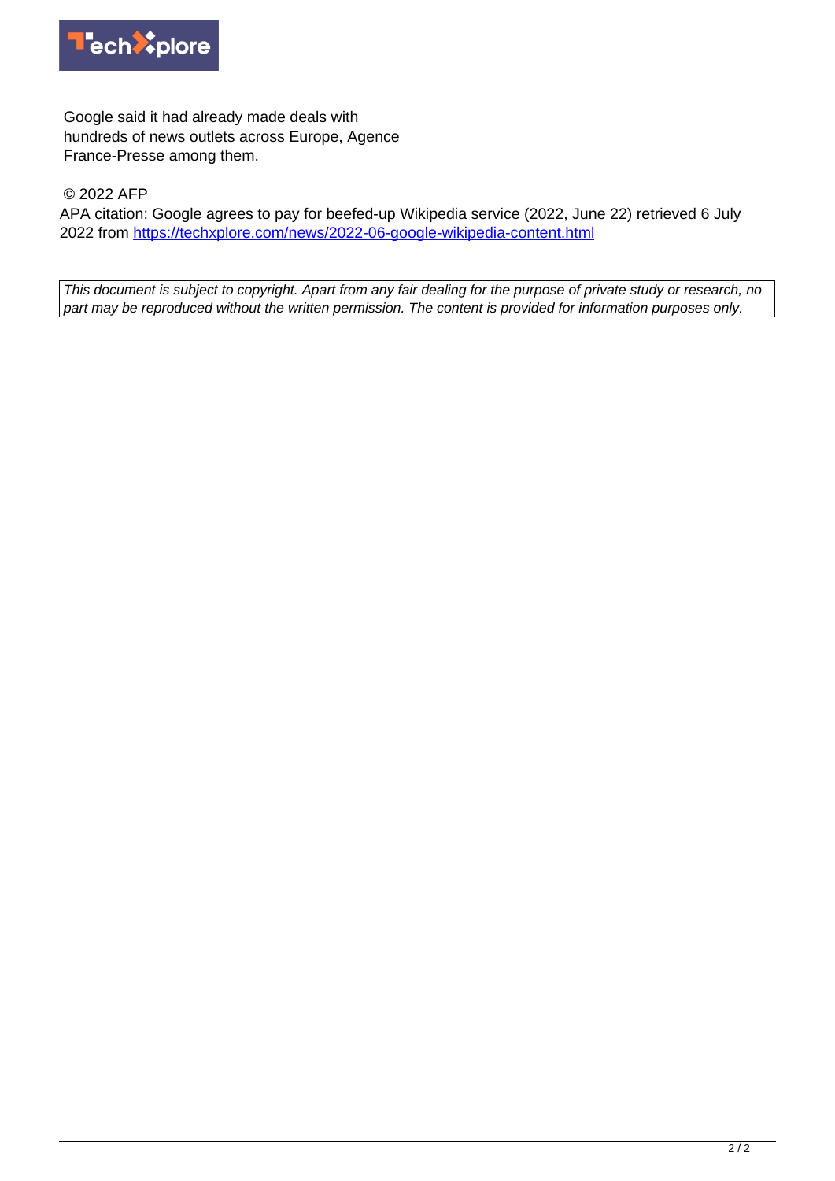Google said it had already made deals with hundreds of news outlets across Europe, Agence France-Presse among them.

© 2022 AFP

APA citation: Google agrees to pay for beefed-up Wikipedia service (2022, June 22) retrieved 6 July 2022 from https://techxplore.com/news/2022-06-google-wikipedia-content.html

*This document is subject to copyright. Apart from any fair dealing for the purpose of private study or research, no part may be reproduced without the written permission. The content is provided for information purposes only.*